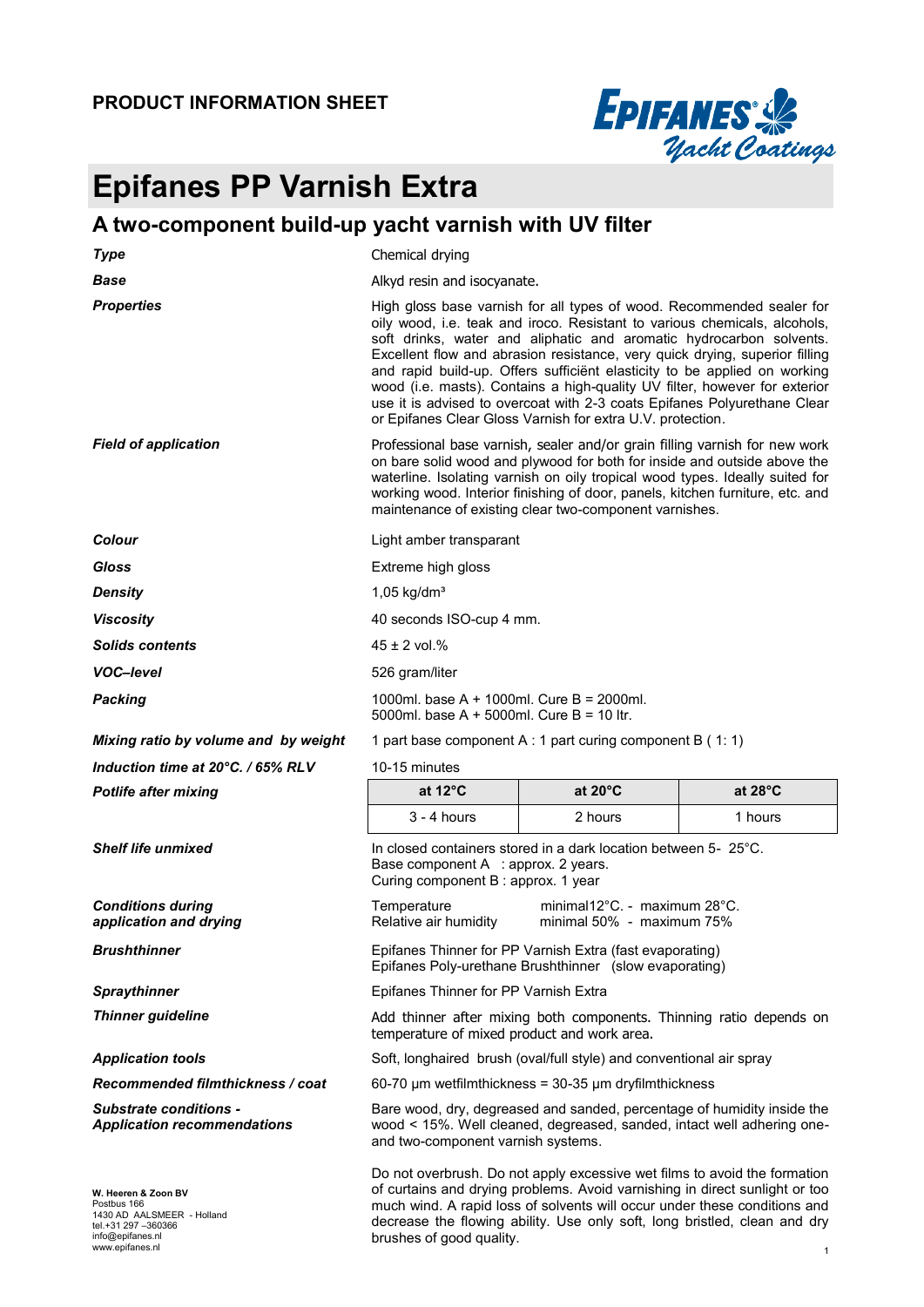**PRODUCT INFORMATION SHEET**

# Epifanes PP Varnish Extra

## A two-component build-up yacht varnish with UV filter

***Type***
Chemical drying

***Base***
Alkyd resin and isocyanate.

***Properties***
High gloss base varnish for all types of wood. Recommended sealer for oily wood, i.e. teak and iroco. Resistant to various chemicals, alcohols, soft drinks, water and aliphatic and aromatic hydrocarbon solvents. Excellent flow and abrasion resistance, very quick drying, superior filling and rapid build-up. Offers sufficiënt elasticity to be applied on working wood (i.e. masts). Contains a high-quality UV filter, however for exterior use it is advised to overcoat with 2-3 coats Epifanes Polyurethane Clear or Epifanes Clear Gloss Varnish for extra U.V. protection.

***Field of application***
Professional base varnish, sealer and/or grain filling varnish for new work on bare solid wood and plywood for both for inside and outside above the waterline. Isolating varnish on oily tropical wood types. Ideally suited for working wood. Interior finishing of door, panels, kitchen furniture, etc. and maintenance of existing clear two-component varnishes.

***Colour***
Light amber transparant

***Gloss***
Extreme high gloss

***Density***
1,05 kg/dm³

***Viscosity***
40 seconds ISO-cup 4 mm.

***Solids contents***
45 ± 2 vol.%

***VOC–level***
526 gram/liter

***Packing***
1000ml. base A + 1000ml. Cure B = 2000ml.
5000ml. base A + 5000ml. Cure B = 10 ltr.

***Mixing ratio by volume and by weight***
1 part base component A : 1 part curing component B ( 1: 1)

***Induction time at 20°C. / 65% RLV***
10-15 minutes

***Potlife after mixing***

| at 12°C | at 20°C | at 28°C |
|---|---|---|
| 3 - 4 hours | 2 hours | 1 hours |

***Shelf life unmixed***
In closed containers stored in a dark location between 5- 25°C.
Base component A : approx. 2 years.
Curing component B : approx. 1 year

***Conditions during application and drying***
Temperature minimal 12°C. - maximum 28°C.
Relative air humidity minimal 50% - maximum 75%

***Brushthinner***
Epifanes Thinner for PP Varnish Extra (fast evaporating)
Epifanes Poly-urethane Brushthinner (slow evaporating)

***Spraythinner***
Epifanes Thinner for PP Varnish Extra

***Thinner guideline***
Add thinner after mixing both components. Thinning ratio depends on temperature of mixed product and work area.

***Application tools***
Soft, longhaired brush (oval/full style) and conventional air spray

***Recommended filmthickness / coat***
60-70 µm wetfilmthickness = 30-35 µm dryfilmthickness

***Substrate conditions - Application recommendations***
Bare wood, dry, degreased and sanded, percentage of humidity inside the wood < 15%. Well cleaned, degreased, sanded, intact well adhering one- and two-component varnish systems.

Do not overbrush. Do not apply excessive wet films to avoid the formation of curtains and drying problems. Avoid varnishing in direct sunlight or too much wind. A rapid loss of solvents will occur under these conditions and decrease the flowing ability. Use only soft, long bristled, clean and dry brushes of good quality.

**W. Heeren & Zoon BV**
Postbus 166
1430 AD AALSMEER - Holland
tel.+31 297 –360366
info@epifanes.nl
www.epifanes.nl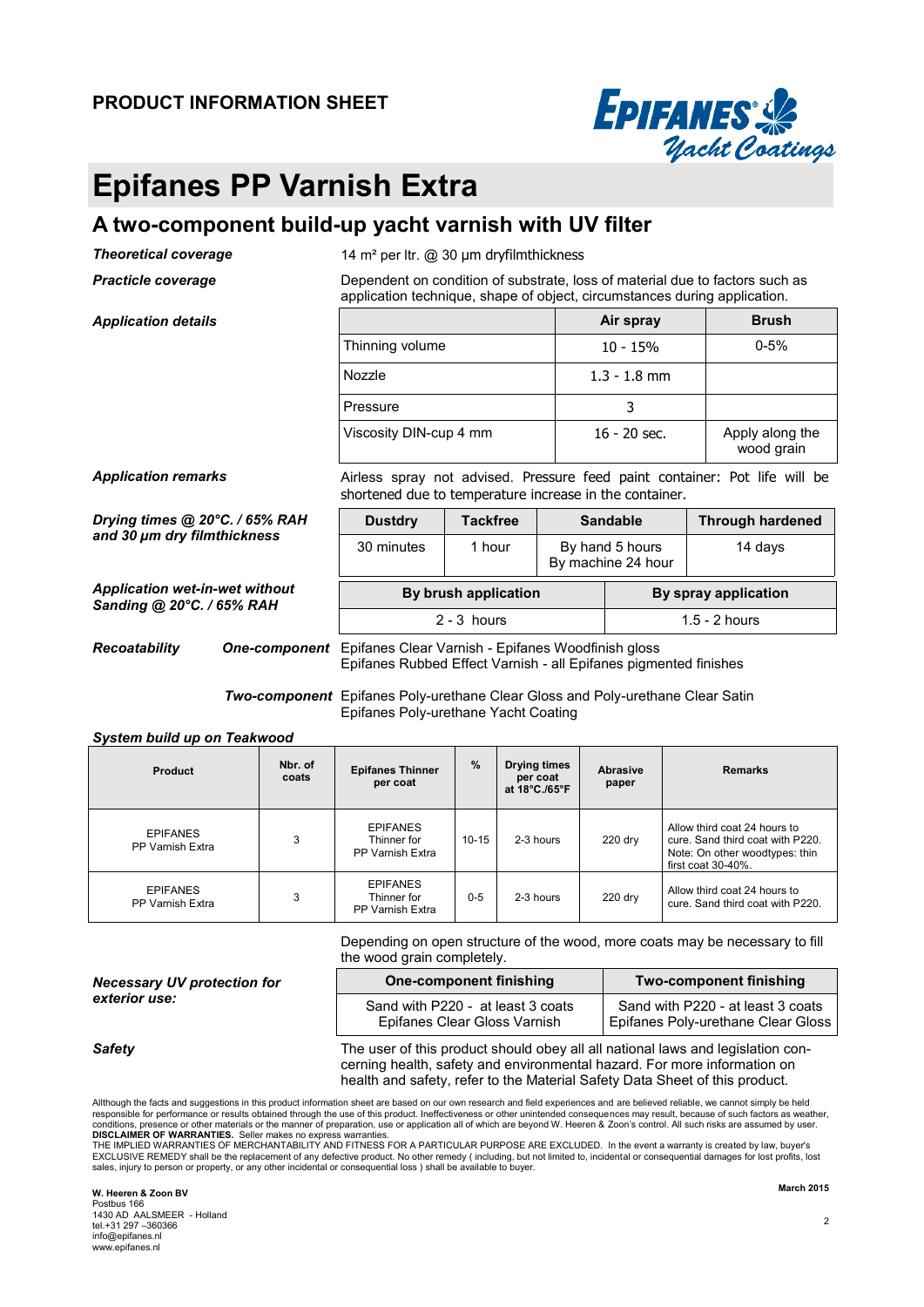**PRODUCT INFORMATION SHEET**

# Epifanes PP Varnish Extra

## A two-component build-up yacht varnish with UV filter

***Theoretical coverage*** 14 m² per ltr. @ 30 µm dryfilmthickness

***Practicle coverage*** Dependent on condition of substrate, loss of material due to factors such as application technique, shape of object, circumstances during application.

***Application details***

| | Air spray | Brush |
|---|---|---|
| Thinning volume | 10 - 15% | 0-5% |
| Nozzle | 1.3 - 1.8 mm | |
| Pressure | 3 | |
| Viscosity DIN-cup 4 mm | 16 - 20 sec. | Apply along the wood grain |

***Application remarks*** Airless spray not advised. Pressure feed paint container: Pot life will be shortened due to temperature increase in the container.

***Drying times @ 20°C. / 65% RAH and 30 µm dry filmthickness***

| Dustdry | Tackfree | Sandable | Through hardened |
|---|---|---|---|
| 30 minutes | 1 hour | By hand 5 hours<br>By machine 24 hour | 14 days |

***Application wet-in-wet without Sanding @ 20°C. / 65% RAH***

| By brush application | By spray application |
|---|---|
| 2 - 3 hours | 1.5 - 2 hours |

***Recoatability***

***One-component*** Epifanes Clear Varnish - Epifanes Woodfinish gloss
Epifanes Rubbed Effect Varnish - all Epifanes pigmented finishes

***Two-component*** Epifanes Poly-urethane Clear Gloss and Poly-urethane Clear Satin
Epifanes Poly-urethane Yacht Coating

***System build up on Teakwood***

| Product | Nbr. of coats | Epifanes Thinner per coat | % | Drying times per coat at 18°C./65°F | Abrasive paper | Remarks |
|---|---|---|---|---|---|---|
| EPIFANES PP Varnish Extra | 3 | EPIFANES Thinner for PP Varnish Extra | 10-15 | 2-3 hours | 220 dry | Allow third coat 24 hours to cure. Sand third coat with P220. Note: On other woodtypes: thin first coat 30-40%. |
| EPIFANES PP Varnish Extra | 3 | EPIFANES Thinner for PP Varnish Extra | 0-5 | 2-3 hours | 220 dry | Allow third coat 24 hours to cure. Sand third coat with P220. |

Depending on open structure of the wood, more coats may be necessary to fill the wood grain completely.

***Necessary UV protection for exterior use:***

| One-component finishing | Two-component finishing |
|---|---|
| Sand with P220 - at least 3 coats Epifanes Clear Gloss Varnish | Sand with P220 - at least 3 coats Epifanes Poly-urethane Clear Gloss |

***Safety*** The user of this product should obey all all national laws and legislation concerning health, safety and environmental hazard. For more information on health and safety, refer to the Material Safety Data Sheet of this product.

Allthough the facts and suggestions in this product information sheet are based on our own research and field experiences and are believed reliable, we cannot simply be held responsible for performance or results obtained through the use of this product. Ineffectiveness or other unintended consequences may result, because of such factors as weather, conditions, presence or other materials or the manner of preparation, use or application all of which are beyond W. Heeren & Zoon's control. All such risks are assumed by user.
**DISCLAIMER OF WARRANTIES.** Seller makes no express warranties.
THE IMPLIED WARRANTIES OF MERCHANTABILITY AND FITNESS FOR A PARTICULAR PURPOSE ARE EXCLUDED. In the event a warranty is created by law, buyer's EXCLUSIVE REMEDY shall be the replacement of any defective product. No other remedy ( including, but not limited to, incidental or consequential damages for lost profits, lost sales, injury to person or property, or any other incidental or consequential loss ) shall be available to buyer.

**W. Heeren & Zoon BV**
Postbus 166
1430 AD AALSMEER - Holland
tel.+31 297 –360366
info@epifanes.nl
www.epifanes.nl

**March 2015**